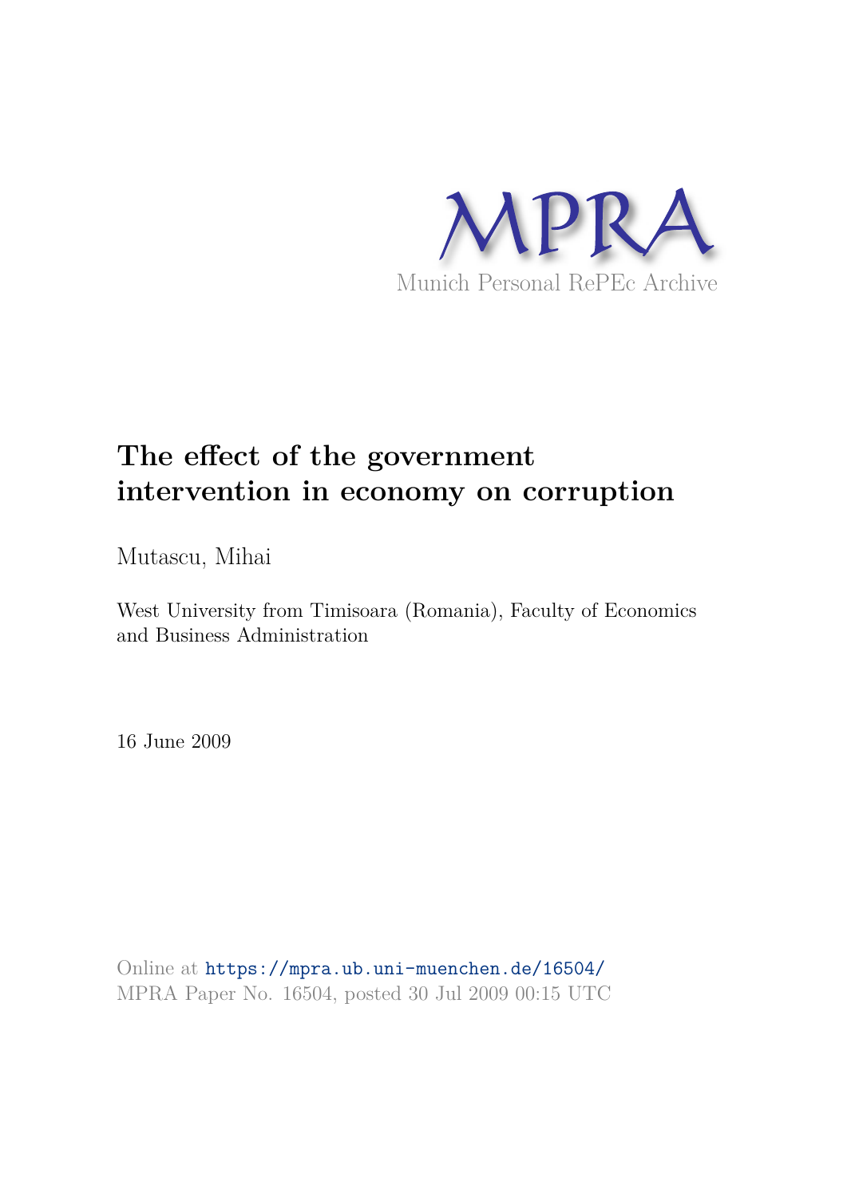MPRA

Munich Personal RePEc Archive

# The effect of the government intervention in economy on corruption

Mutascu, Mihai

West University from Timisoara (Romania), Faculty of Economics and Business Administration

16 June 2009

Online at https://mpra.ub.uni-muenchen.de/16504/
MPRA Paper No. 16504, posted 30 Jul 2009 00:15 UTC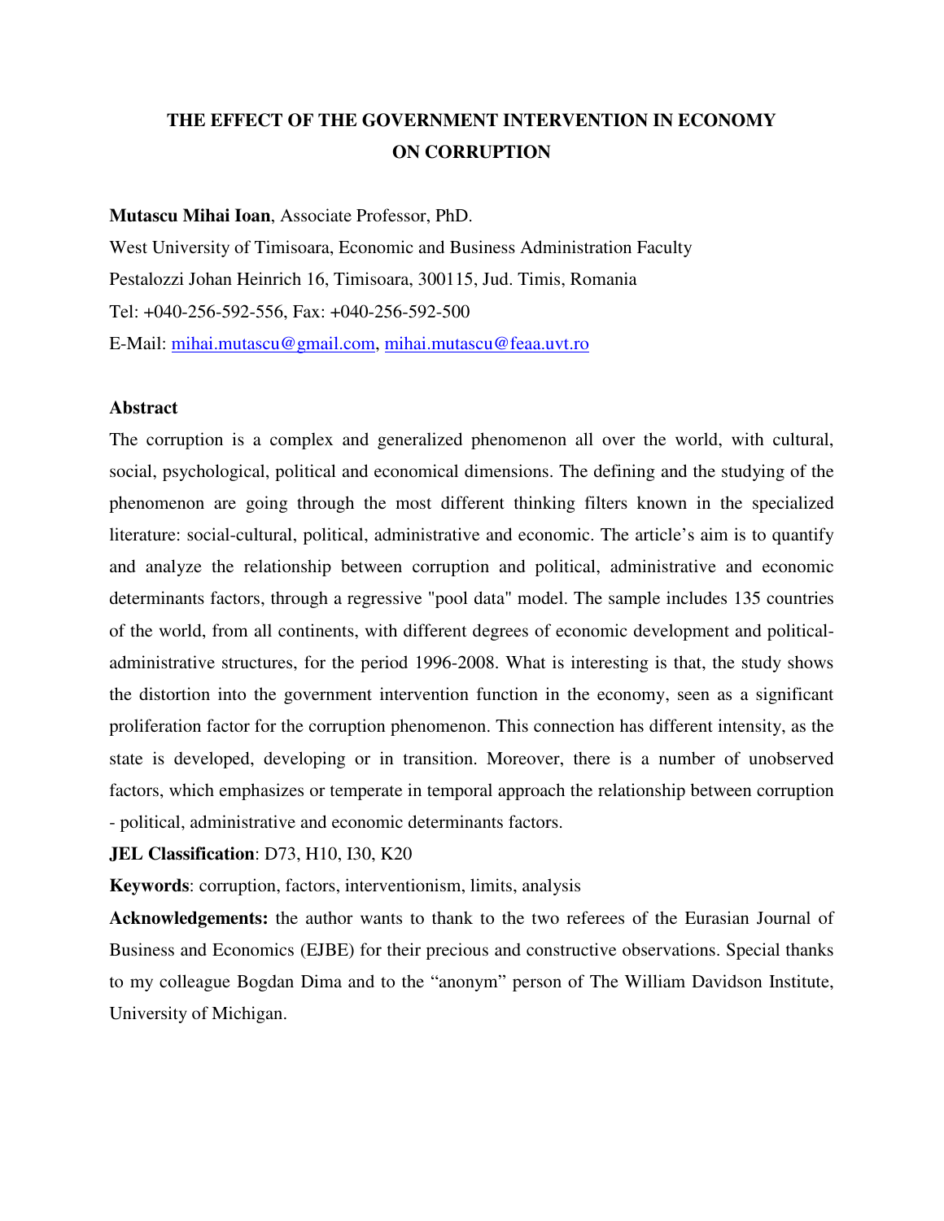# THE EFFECT OF THE GOVERNMENT INTERVENTION IN ECONOMY ON CORRUPTION

**Mutascu Mihai Ioan**, Associate Professor, PhD.

West University of Timisoara, Economic and Business Administration Faculty

Pestalozzi Johan Heinrich 16, Timisoara, 300115, Jud. Timis, Romania

Tel: +040-256-592-556, Fax: +040-256-592-500

E-Mail: mihai.mutascu@gmail.com, mihai.mutascu@feaa.uvt.ro

**Abstract**

The corruption is a complex and generalized phenomenon all over the world, with cultural, social, psychological, political and economical dimensions. The defining and the studying of the phenomenon are going through the most different thinking filters known in the specialized literature: social-cultural, political, administrative and economic. The article's aim is to quantify and analyze the relationship between corruption and political, administrative and economic determinants factors, through a regressive "pool data" model. The sample includes 135 countries of the world, from all continents, with different degrees of economic development and political-administrative structures, for the period 1996-2008. What is interesting is that, the study shows the distortion into the government intervention function in the economy, seen as a significant proliferation factor for the corruption phenomenon. This connection has different intensity, as the state is developed, developing or in transition. Moreover, there is a number of unobserved factors, which emphasizes or temperate in temporal approach the relationship between corruption - political, administrative and economic determinants factors.

**JEL Classification**: D73, H10, I30, K20

**Keywords**: corruption, factors, interventionism, limits, analysis

**Acknowledgements:** the author wants to thank to the two referees of the Eurasian Journal of Business and Economics (EJBE) for their precious and constructive observations. Special thanks to my colleague Bogdan Dima and to the "anonym" person of The William Davidson Institute, University of Michigan.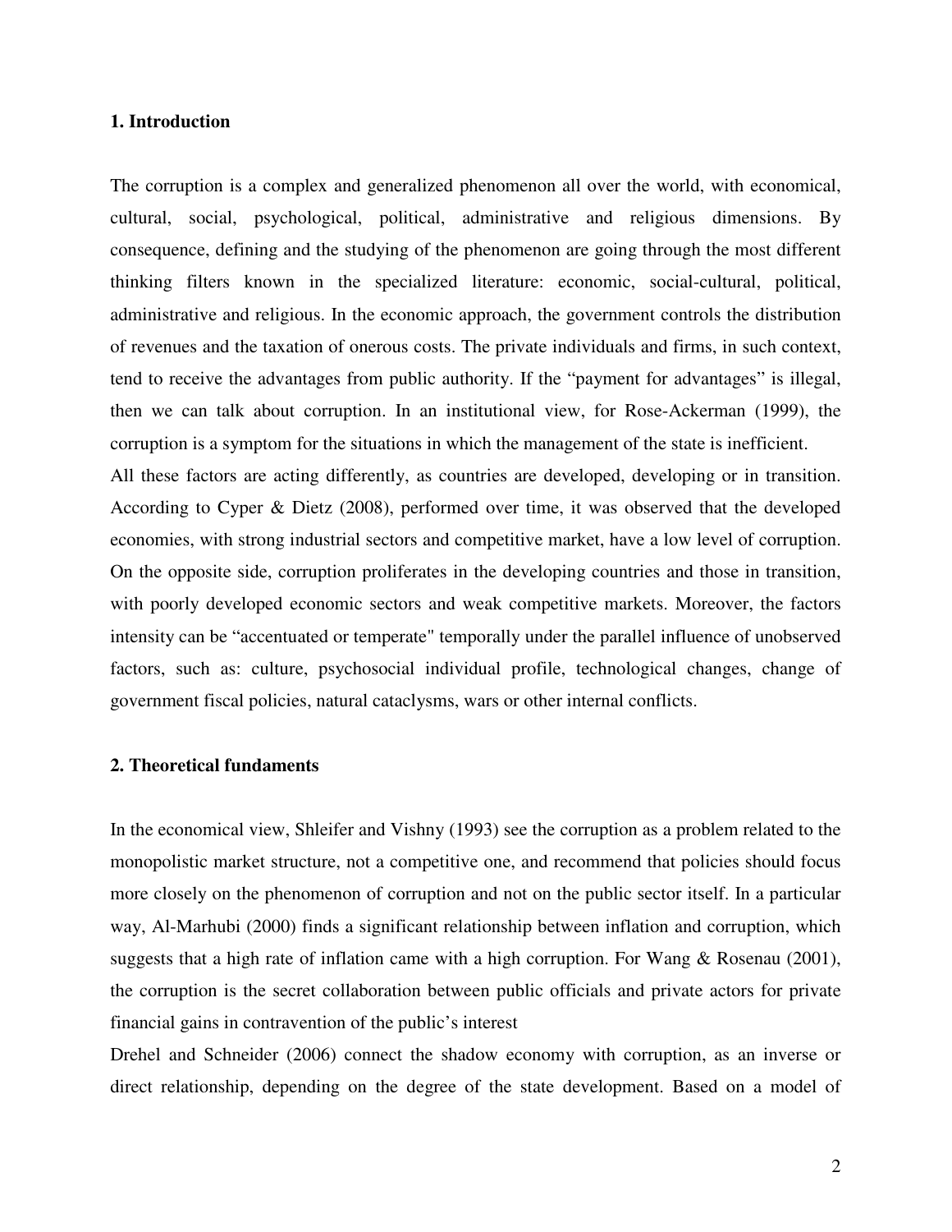## 1. Introduction

The corruption is a complex and generalized phenomenon all over the world, with economical, cultural, social, psychological, political, administrative and religious dimensions. By consequence, defining and the studying of the phenomenon are going through the most different thinking filters known in the specialized literature: economic, social-cultural, political, administrative and religious. In the economic approach, the government controls the distribution of revenues and the taxation of onerous costs. The private individuals and firms, in such context, tend to receive the advantages from public authority. If the "payment for advantages" is illegal, then we can talk about corruption. In an institutional view, for Rose-Ackerman (1999), the corruption is a symptom for the situations in which the management of the state is inefficient.

All these factors are acting differently, as countries are developed, developing or in transition. According to Cyper & Dietz (2008), performed over time, it was observed that the developed economies, with strong industrial sectors and competitive market, have a low level of corruption. On the opposite side, corruption proliferates in the developing countries and those in transition, with poorly developed economic sectors and weak competitive markets. Moreover, the factors intensity can be "accentuated or temperate" temporally under the parallel influence of unobserved factors, such as: culture, psychosocial individual profile, technological changes, change of government fiscal policies, natural cataclysms, wars or other internal conflicts.

## 2. Theoretical fundaments

In the economical view, Shleifer and Vishny (1993) see the corruption as a problem related to the monopolistic market structure, not a competitive one, and recommend that policies should focus more closely on the phenomenon of corruption and not on the public sector itself. In a particular way, Al-Marhubi (2000) finds a significant relationship between inflation and corruption, which suggests that a high rate of inflation came with a high corruption. For Wang & Rosenau (2001), the corruption is the secret collaboration between public officials and private actors for private financial gains in contravention of the public's interest

Drehel and Schneider (2006) connect the shadow economy with corruption, as an inverse or direct relationship, depending on the degree of the state development. Based on a model of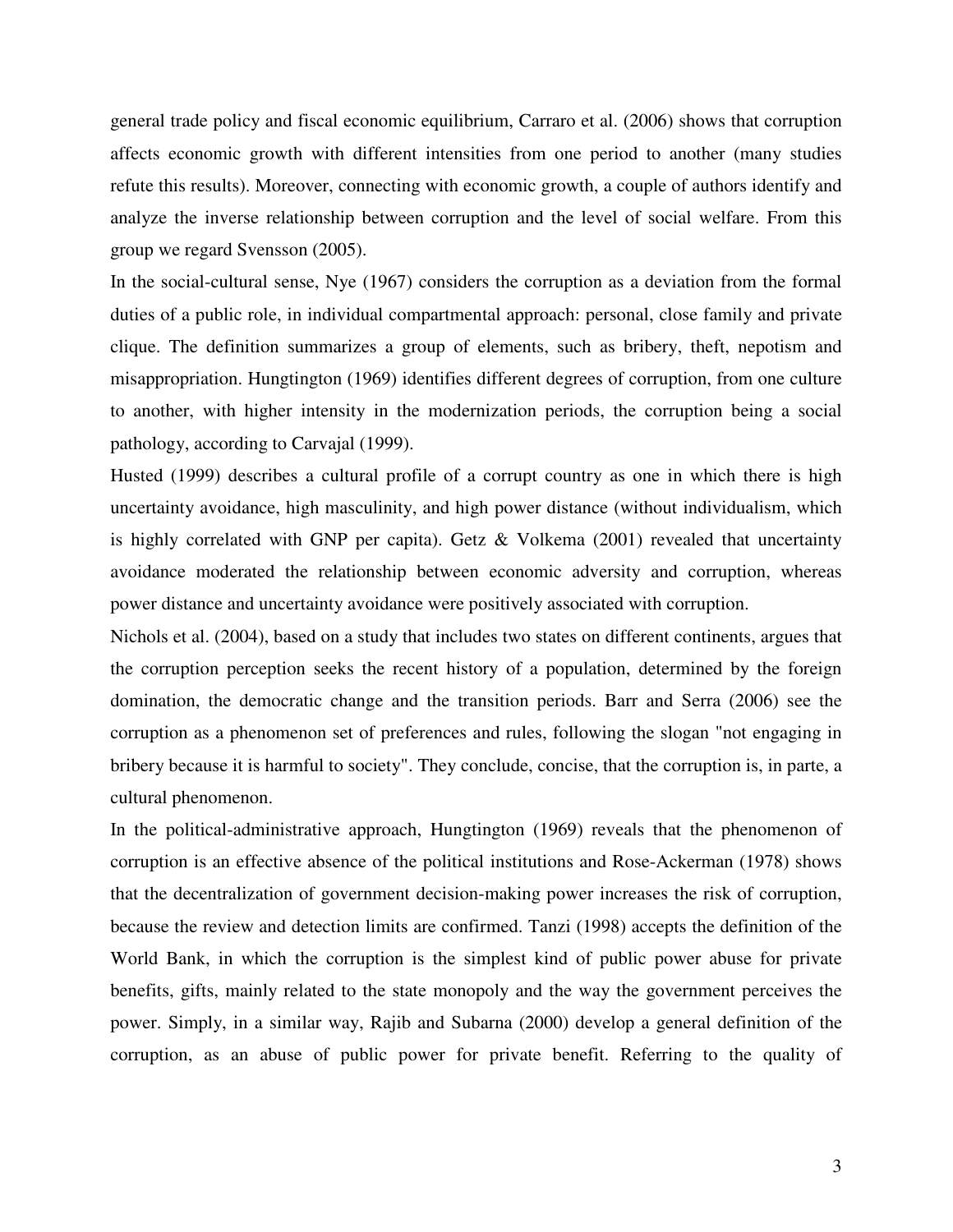general trade policy and fiscal economic equilibrium, Carraro et al. (2006) shows that corruption affects economic growth with different intensities from one period to another (many studies refute this results). Moreover, connecting with economic growth, a couple of authors identify and analyze the inverse relationship between corruption and the level of social welfare. From this group we regard Svensson (2005).

In the social-cultural sense, Nye (1967) considers the corruption as a deviation from the formal duties of a public role, in individual compartmental approach: personal, close family and private clique. The definition summarizes a group of elements, such as bribery, theft, nepotism and misappropriation. Hungtington (1969) identifies different degrees of corruption, from one culture to another, with higher intensity in the modernization periods, the corruption being a social pathology, according to Carvajal (1999).

Husted (1999) describes a cultural profile of a corrupt country as one in which there is high uncertainty avoidance, high masculinity, and high power distance (without individualism, which is highly correlated with GNP per capita). Getz & Volkema (2001) revealed that uncertainty avoidance moderated the relationship between economic adversity and corruption, whereas power distance and uncertainty avoidance were positively associated with corruption.

Nichols et al. (2004), based on a study that includes two states on different continents, argues that the corruption perception seeks the recent history of a population, determined by the foreign domination, the democratic change and the transition periods. Barr and Serra (2006) see the corruption as a phenomenon set of preferences and rules, following the slogan "not engaging in bribery because it is harmful to society". They conclude, concise, that the corruption is, in parte, a cultural phenomenon.

In the political-administrative approach, Hungtington (1969) reveals that the phenomenon of corruption is an effective absence of the political institutions and Rose-Ackerman (1978) shows that the decentralization of government decision-making power increases the risk of corruption, because the review and detection limits are confirmed. Tanzi (1998) accepts the definition of the World Bank, in which the corruption is the simplest kind of public power abuse for private benefits, gifts, mainly related to the state monopoly and the way the government perceives the power. Simply, in a similar way, Rajib and Subarna (2000) develop a general definition of the corruption, as an abuse of public power for private benefit. Referring to the quality of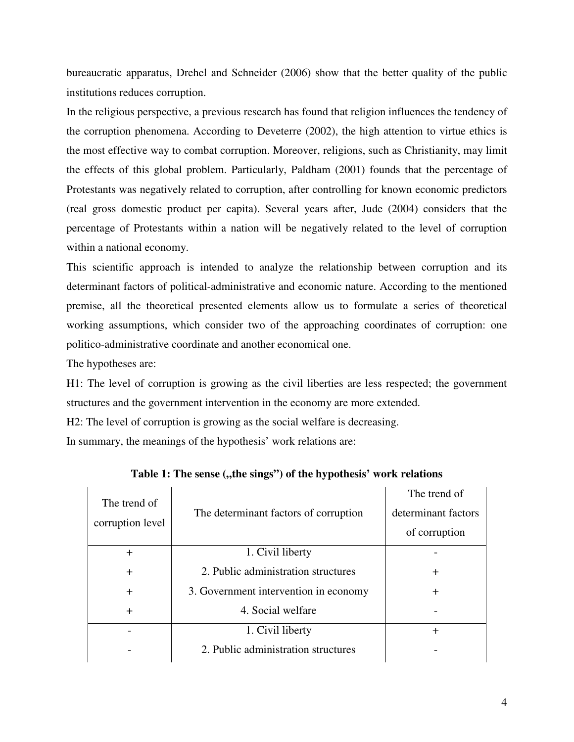bureaucratic apparatus, Drehel and Schneider (2006) show that the better quality of the public institutions reduces corruption.

In the religious perspective, a previous research has found that religion influences the tendency of the corruption phenomena. According to Deveterre (2002), the high attention to virtue ethics is the most effective way to combat corruption. Moreover, religions, such as Christianity, may limit the effects of this global problem. Particularly, Paldham (2001) founds that the percentage of Protestants was negatively related to corruption, after controlling for known economic predictors (real gross domestic product per capita). Several years after, Jude (2004) considers that the percentage of Protestants within a nation will be negatively related to the level of corruption within a national economy.

This scientific approach is intended to analyze the relationship between corruption and its determinant factors of political-administrative and economic nature. According to the mentioned premise, all the theoretical presented elements allow us to formulate a series of theoretical working assumptions, which consider two of the approaching coordinates of corruption: one politico-administrative coordinate and another economical one.

The hypotheses are:

H1: The level of corruption is growing as the civil liberties are less respected; the government structures and the government intervention in the economy are more extended.

H2: The level of corruption is growing as the social welfare is decreasing.

In summary, the meanings of the hypothesis' work relations are:

**Table 1: The sense („the sings") of the hypothesis' work relations**

| The trend of corruption level | The determinant factors of corruption | The trend of determinant factors of corruption |
|---|---|---|
| + | 1. Civil liberty | - |
| + | 2. Public administration structures | + |
| + | 3. Government intervention in economy | + |
| + | 4. Social welfare | - |
| - | 1. Civil liberty | + |
| - | 2. Public administration structures | - |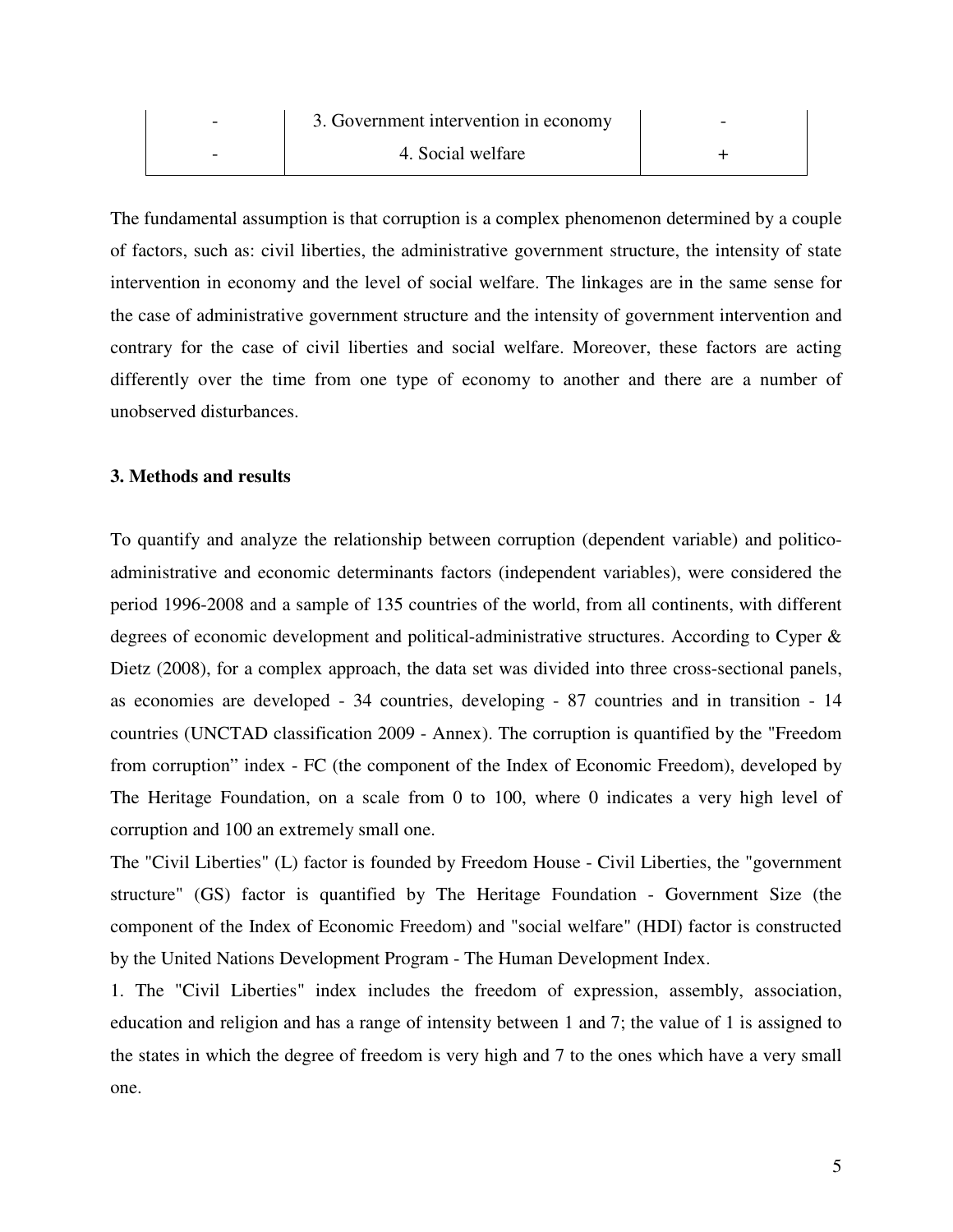| - | 3. Government intervention in economy | - |
|---|---|---|
| - | 4. Social welfare | + |

The fundamental assumption is that corruption is a complex phenomenon determined by a couple of factors, such as: civil liberties, the administrative government structure, the intensity of state intervention in economy and the level of social welfare. The linkages are in the same sense for the case of administrative government structure and the intensity of government intervention and contrary for the case of civil liberties and social welfare. Moreover, these factors are acting differently over the time from one type of economy to another and there are a number of unobserved disturbances.

### 3. Methods and results

To quantify and analyze the relationship between corruption (dependent variable) and politico-administrative and economic determinants factors (independent variables), were considered the period 1996-2008 and a sample of 135 countries of the world, from all continents, with different degrees of economic development and political-administrative structures. According to Cyper & Dietz (2008), for a complex approach, the data set was divided into three cross-sectional panels, as economies are developed - 34 countries, developing - 87 countries and in transition - 14 countries (UNCTAD classification 2009 - Annex). The corruption is quantified by the "Freedom from corruption" index - FC (the component of the Index of Economic Freedom), developed by The Heritage Foundation, on a scale from 0 to 100, where 0 indicates a very high level of corruption and 100 an extremely small one.

The "Civil Liberties" (L) factor is founded by Freedom House - Civil Liberties, the "government structure" (GS) factor is quantified by The Heritage Foundation - Government Size (the component of the Index of Economic Freedom) and "social welfare" (HDI) factor is constructed by the United Nations Development Program - The Human Development Index.

1. The "Civil Liberties" index includes the freedom of expression, assembly, association, education and religion and has a range of intensity between 1 and 7; the value of 1 is assigned to the states in which the degree of freedom is very high and 7 to the ones which have a very small one.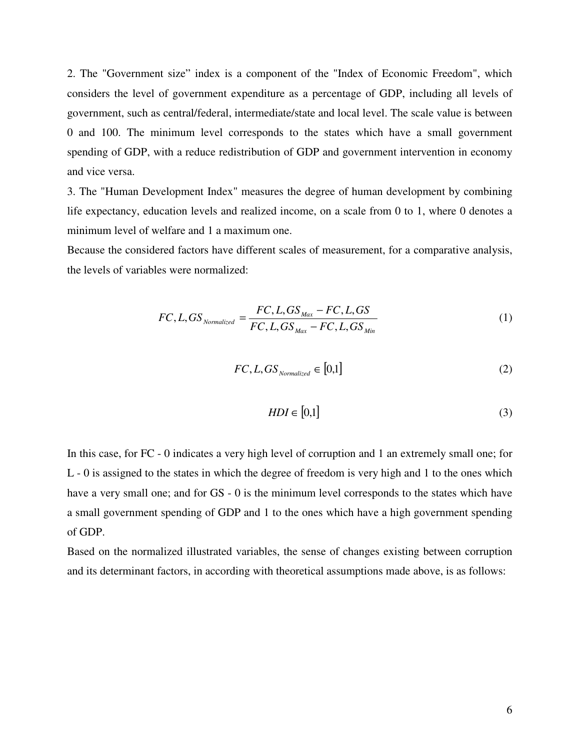2. The "Government size" index is a component of the "Index of Economic Freedom", which considers the level of government expenditure as a percentage of GDP, including all levels of government, such as central/federal, intermediate/state and local level. The scale value is between 0 and 100. The minimum level corresponds to the states which have a small government spending of GDP, with a reduce redistribution of GDP and government intervention in economy and vice versa.

3. The "Human Development Index" measures the degree of human development by combining life expectancy, education levels and realized income, on a scale from 0 to 1, where 0 denotes a minimum level of welfare and 1 a maximum one.

Because the considered factors have different scales of measurement, for a comparative analysis, the levels of variables were normalized:

$$FC, L, GS_{Normalized} = \frac{FC, L, GS_{Max} - FC, L, GS}{FC, L, GS_{Max} - FC, L, GS_{Min}} \tag{1}$$

$$FC, L, GS_{Normalized} \in [0,1] \tag{2}$$

$$HDI \in [0,1] \tag{3}$$

In this case, for FC - 0 indicates a very high level of corruption and 1 an extremely small one; for L - 0 is assigned to the states in which the degree of freedom is very high and 1 to the ones which have a very small one; and for GS - 0 is the minimum level corresponds to the states which have a small government spending of GDP and 1 to the ones which have a high government spending of GDP.

Based on the normalized illustrated variables, the sense of changes existing between corruption and its determinant factors, in according with theoretical assumptions made above, is as follows: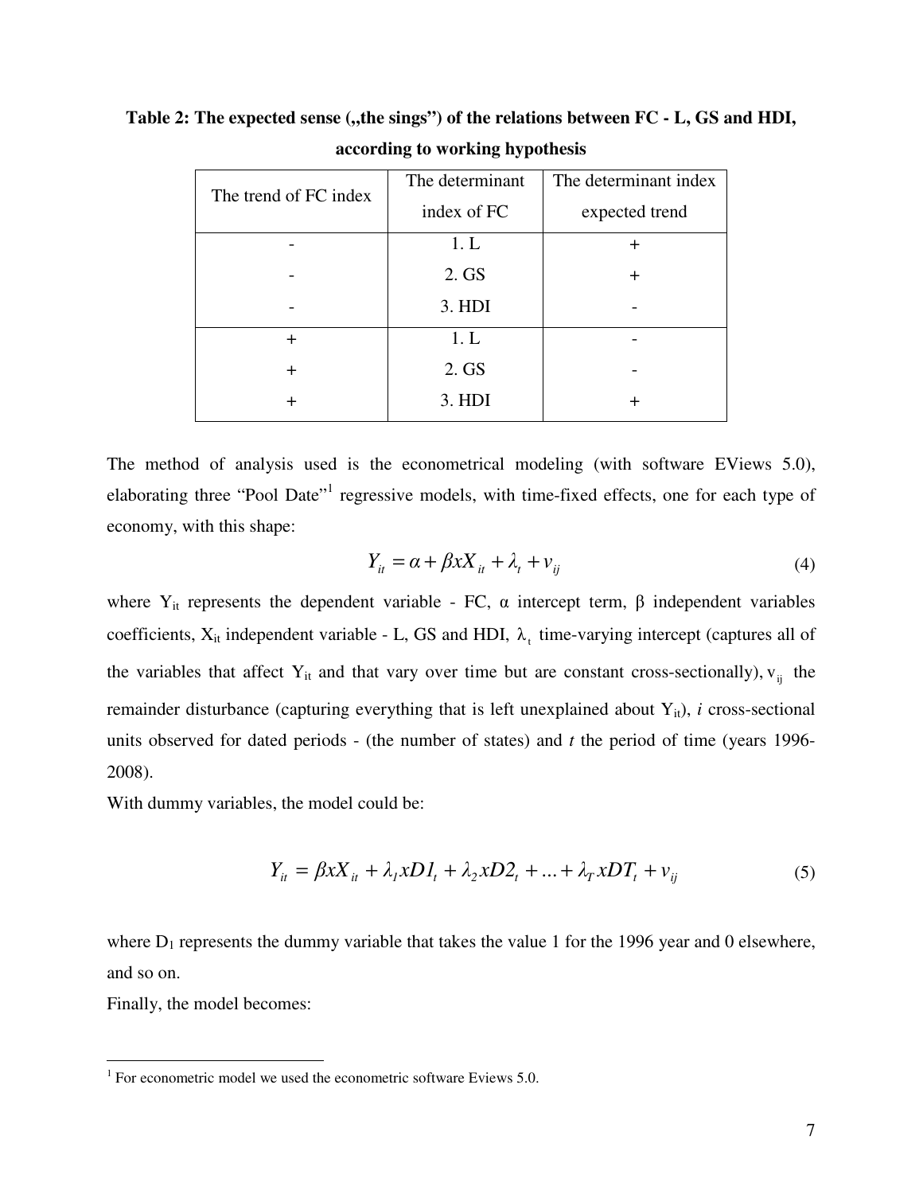**Table 2: The expected sense („the sings") of the relations between FC - L, GS and HDI, according to working hypothesis**

| The trend of FC index | The determinant index of FC | The determinant index expected trend |
|---|---|---|
| - | 1. L | + |
| - | 2. GS | + |
| - | 3. HDI | - |
| + | 1. L | - |
| + | 2. GS | - |
| + | 3. HDI | + |

The method of analysis used is the econometrical modeling (with software EViews 5.0), elaborating three "Pool Date"[1] regressive models, with time-fixed effects, one for each type of economy, with this shape:

$$Y_{it} = \alpha + \beta x X_{it} + \lambda_t + v_{ij} \tag{4}$$

where $Y_{it}$ represents the dependent variable - FC, α intercept term, β independent variables coefficients, $X_{it}$ independent variable - L, GS and HDI, $\lambda_t$ time-varying intercept (captures all of the variables that affect $Y_{it}$ and that vary over time but are constant cross-sectionally), $v_{ij}$ the remainder disturbance (capturing everything that is left unexplained about $Y_{it}$), *i* cross-sectional units observed for dated periods - (the number of states) and *t* the period of time (years 1996-2008).

With dummy variables, the model could be:

$$Y_{it} = \beta x X_{it} + \lambda_1 x D1_t + \lambda_2 x D2_t + ... + \lambda_T x DT_t + v_{ij} \tag{5}$$

where $D_1$ represents the dummy variable that takes the value 1 for the 1996 year and 0 elsewhere, and so on.

Finally, the model becomes:

[1] For econometric model we used the econometric software Eviews 5.0.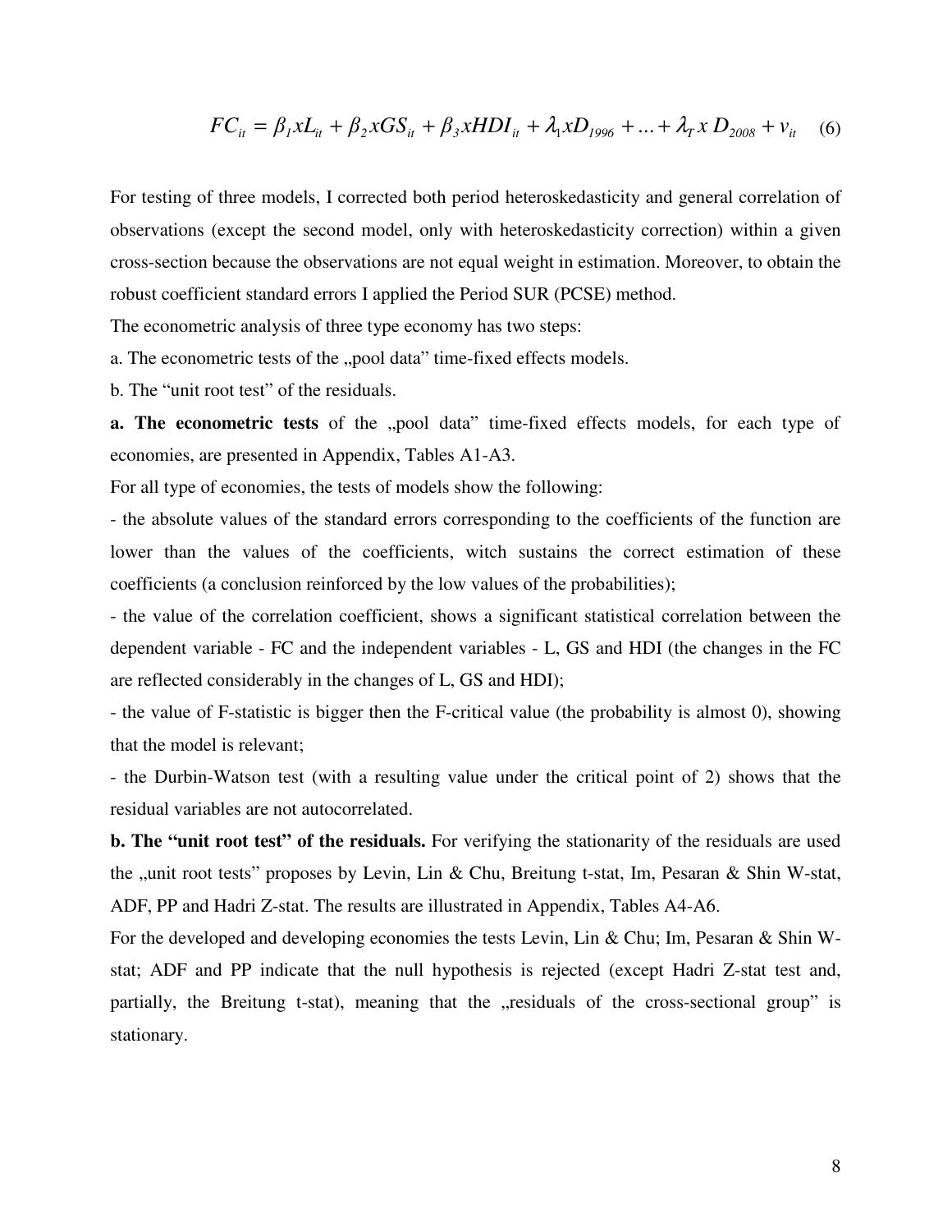$$FC_{it} = \beta_1 x L_{it} + \beta_2 x GS_{it} + \beta_3 x HDI_{it} + \lambda_1 x D_{1996} + ... + \lambda_T x D_{2008} + v_{it} \quad (6)$$

For testing of three models, I corrected both period heteroskedasticity and general correlation of observations (except the second model, only with heteroskedasticity correction) within a given cross-section because the observations are not equal weight in estimation. Moreover, to obtain the robust coefficient standard errors I applied the Period SUR (PCSE) method.

The econometric analysis of three type economy has two steps:

a. The econometric tests of the „pool data" time-fixed effects models.

b. The "unit root test" of the residuals.

**a. The econometric tests** of the „pool data" time-fixed effects models, for each type of economies, are presented in Appendix, Tables A1-A3.

For all type of economies, the tests of models show the following:

- the absolute values of the standard errors corresponding to the coefficients of the function are lower than the values of the coefficients, witch sustains the correct estimation of these coefficients (a conclusion reinforced by the low values of the probabilities);
- the value of the correlation coefficient, shows a significant statistical correlation between the dependent variable - FC and the independent variables - L, GS and HDI (the changes in the FC are reflected considerably in the changes of L, GS and HDI);
- the value of F-statistic is bigger then the F-critical value (the probability is almost 0), showing that the model is relevant;
- the Durbin-Watson test (with a resulting value under the critical point of 2) shows that the residual variables are not autocorrelated.

**b. The "unit root test" of the residuals.** For verifying the stationarity of the residuals are used the „unit root tests" proposes by Levin, Lin & Chu, Breitung t-stat, Im, Pesaran & Shin W-stat, ADF, PP and Hadri Z-stat. The results are illustrated in Appendix, Tables A4-A6.

For the developed and developing economies the tests Levin, Lin & Chu; Im, Pesaran & Shin W-stat; ADF and PP indicate that the null hypothesis is rejected (except Hadri Z-stat test and, partially, the Breitung t-stat), meaning that the „residuals of the cross-sectional group" is stationary.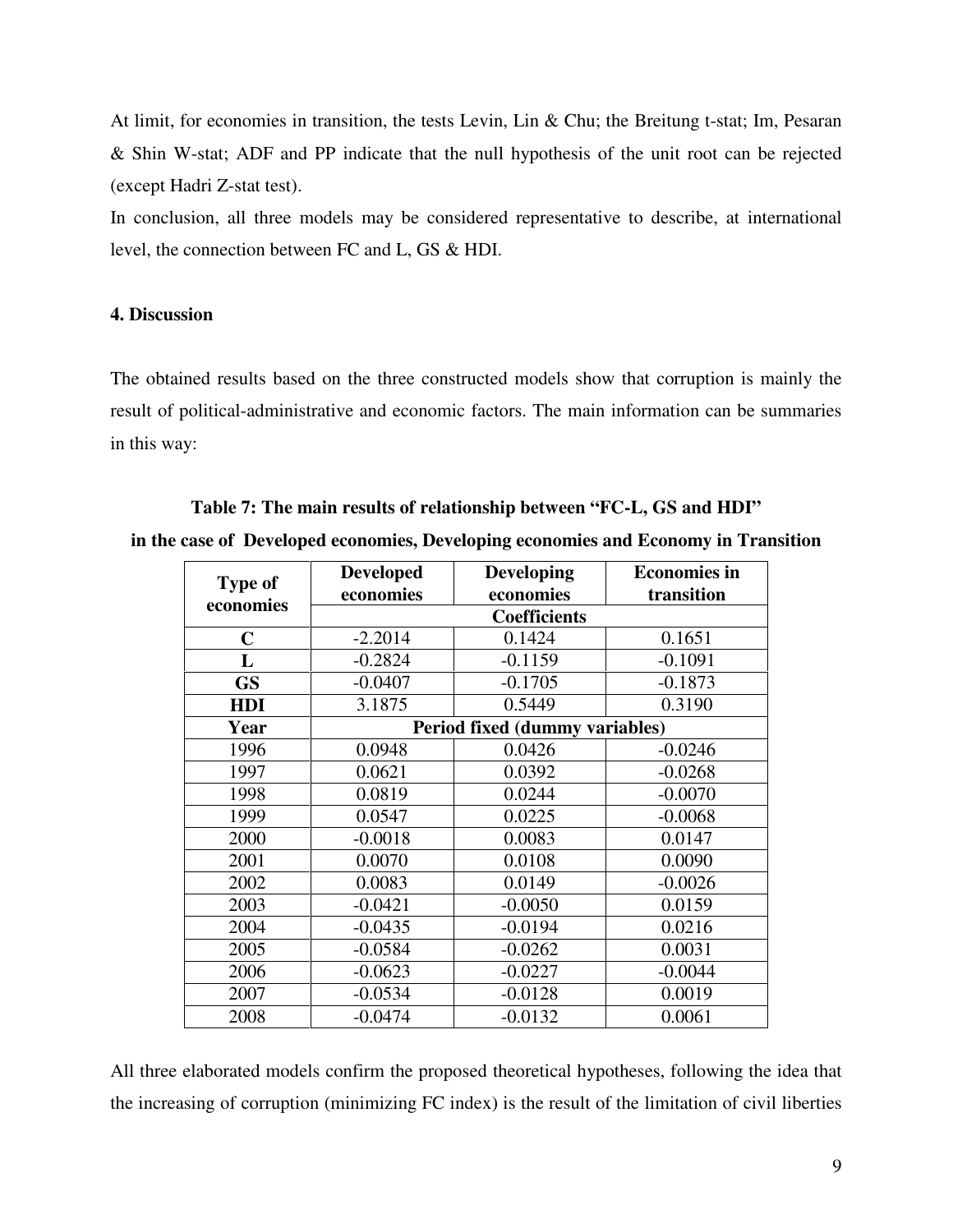At limit, for economies in transition, the tests Levin, Lin & Chu; the Breitung t-stat; Im, Pesaran & Shin W-stat; ADF and PP indicate that the null hypothesis of the unit root can be rejected (except Hadri Z-stat test).

In conclusion, all three models may be considered representative to describe, at international level, the connection between FC and L, GS & HDI.

## 4. Discussion

The obtained results based on the three constructed models show that corruption is mainly the result of political-administrative and economic factors. The main information can be summaries in this way:

**Table 7: The main results of relationship between "FC-L, GS and HDI" in the case of Developed economies, Developing economies and Economy in Transition**

| Type of economies | Developed economies | Developing economies | Economies in transition |
|---|---|---|---|
| | Coefficients | | |
| C | -2.2014 | 0.1424 | 0.1651 |
| L | -0.2824 | -0.1159 | -0.1091 |
| GS | -0.0407 | -0.1705 | -0.1873 |
| HDI | 3.1875 | 0.5449 | 0.3190 |
| Year | Period fixed (dummy variables) | | |
| 1996 | 0.0948 | 0.0426 | -0.0246 |
| 1997 | 0.0621 | 0.0392 | -0.0268 |
| 1998 | 0.0819 | 0.0244 | -0.0070 |
| 1999 | 0.0547 | 0.0225 | -0.0068 |
| 2000 | -0.0018 | 0.0083 | 0.0147 |
| 2001 | 0.0070 | 0.0108 | 0.0090 |
| 2002 | 0.0083 | 0.0149 | -0.0026 |
| 2003 | -0.0421 | -0.0050 | 0.0159 |
| 2004 | -0.0435 | -0.0194 | 0.0216 |
| 2005 | -0.0584 | -0.0262 | 0.0031 |
| 2006 | -0.0623 | -0.0227 | -0.0044 |
| 2007 | -0.0534 | -0.0128 | 0.0019 |
| 2008 | -0.0474 | -0.0132 | 0.0061 |

All three elaborated models confirm the proposed theoretical hypotheses, following the idea that the increasing of corruption (minimizing FC index) is the result of the limitation of civil liberties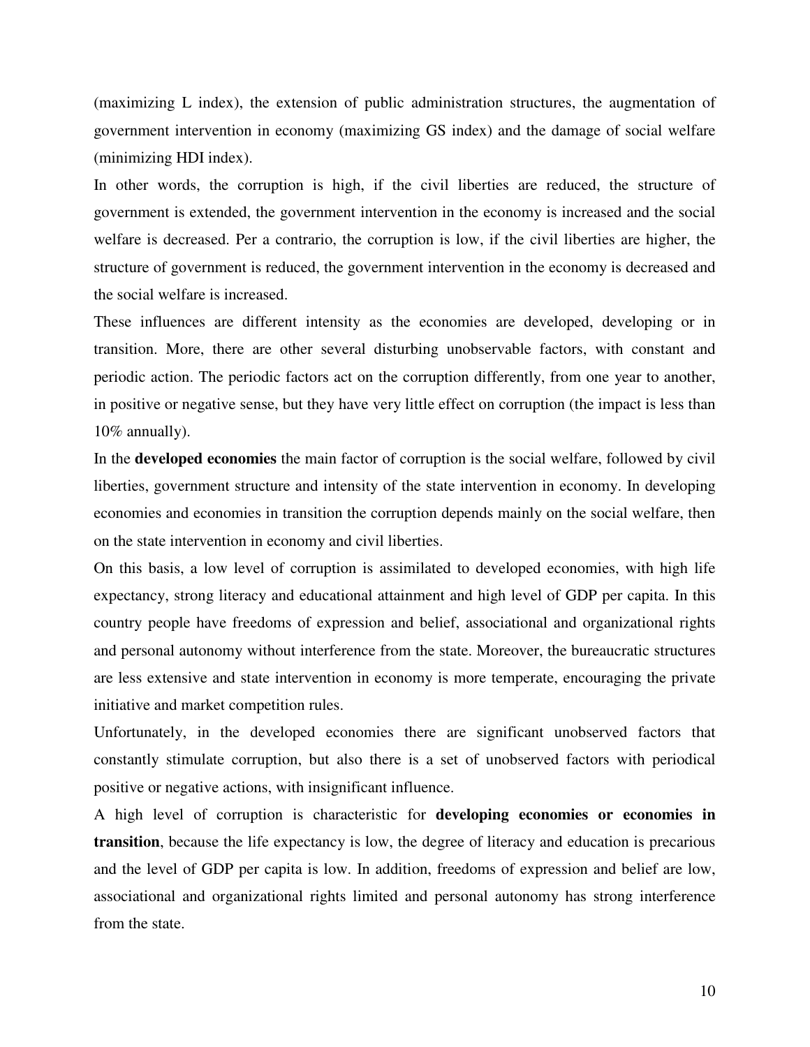(maximizing L index), the extension of public administration structures, the augmentation of government intervention in economy (maximizing GS index) and the damage of social welfare (minimizing HDI index).

In other words, the corruption is high, if the civil liberties are reduced, the structure of government is extended, the government intervention in the economy is increased and the social welfare is decreased. Per a contrario, the corruption is low, if the civil liberties are higher, the structure of government is reduced, the government intervention in the economy is decreased and the social welfare is increased.

These influences are different intensity as the economies are developed, developing or in transition. More, there are other several disturbing unobservable factors, with constant and periodic action. The periodic factors act on the corruption differently, from one year to another, in positive or negative sense, but they have very little effect on corruption (the impact is less than 10% annually).

In the **developed economies** the main factor of corruption is the social welfare, followed by civil liberties, government structure and intensity of the state intervention in economy. In developing economies and economies in transition the corruption depends mainly on the social welfare, then on the state intervention in economy and civil liberties.

On this basis, a low level of corruption is assimilated to developed economies, with high life expectancy, strong literacy and educational attainment and high level of GDP per capita. In this country people have freedoms of expression and belief, associational and organizational rights and personal autonomy without interference from the state. Moreover, the bureaucratic structures are less extensive and state intervention in economy is more temperate, encouraging the private initiative and market competition rules.

Unfortunately, in the developed economies there are significant unobserved factors that constantly stimulate corruption, but also there is a set of unobserved factors with periodical positive or negative actions, with insignificant influence.

A high level of corruption is characteristic for **developing economies or economies in transition**, because the life expectancy is low, the degree of literacy and education is precarious and the level of GDP per capita is low. In addition, freedoms of expression and belief are low, associational and organizational rights limited and personal autonomy has strong interference from the state.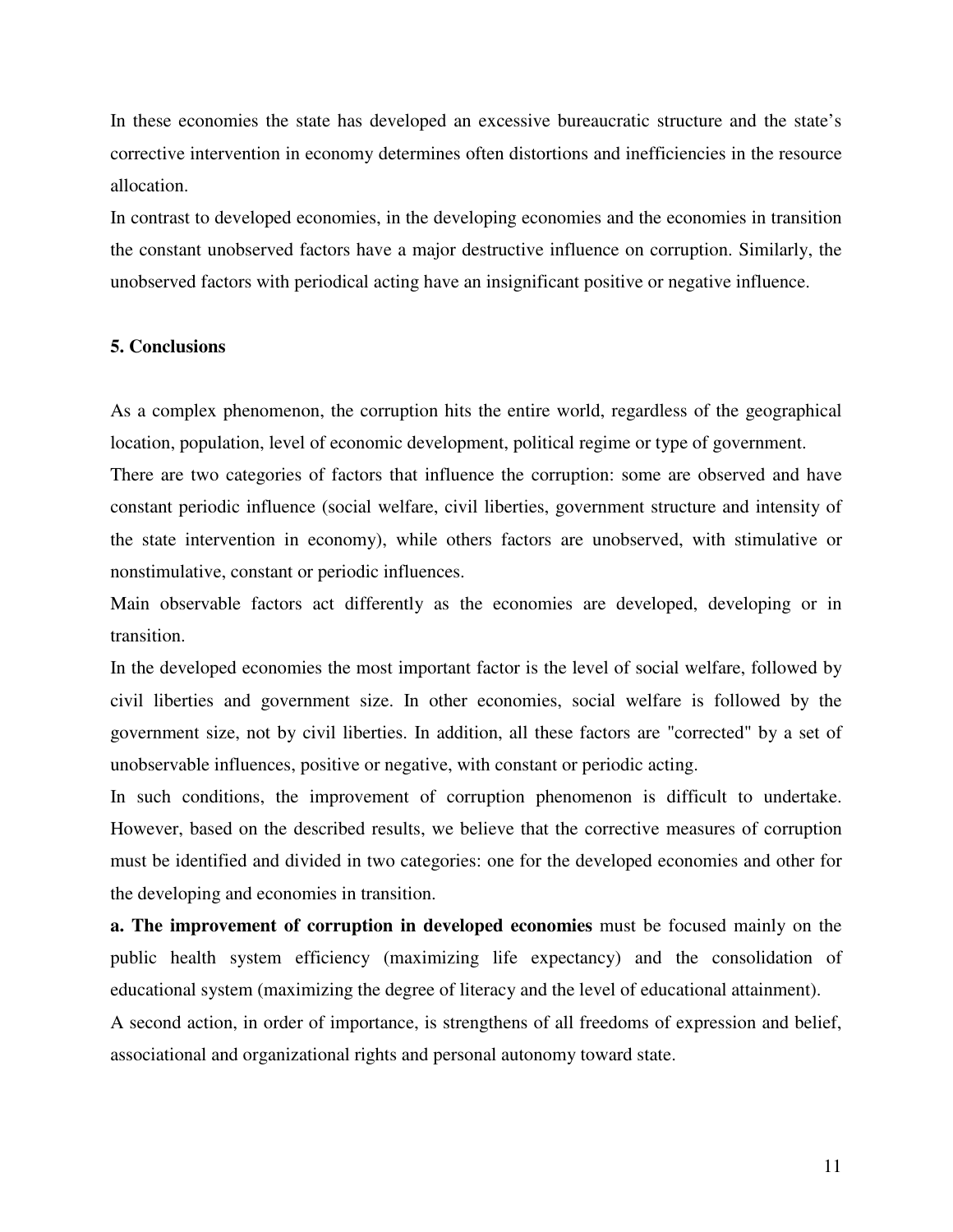In these economies the state has developed an excessive bureaucratic structure and the state's corrective intervention in economy determines often distortions and inefficiencies in the resource allocation.

In contrast to developed economies, in the developing economies and the economies in transition the constant unobserved factors have a major destructive influence on corruption. Similarly, the unobserved factors with periodical acting have an insignificant positive or negative influence.

## 5. Conclusions

As a complex phenomenon, the corruption hits the entire world, regardless of the geographical location, population, level of economic development, political regime or type of government.

There are two categories of factors that influence the corruption: some are observed and have constant periodic influence (social welfare, civil liberties, government structure and intensity of the state intervention in economy), while others factors are unobserved, with stimulative or nonstimulative, constant or periodic influences.

Main observable factors act differently as the economies are developed, developing or in transition.

In the developed economies the most important factor is the level of social welfare, followed by civil liberties and government size. In other economies, social welfare is followed by the government size, not by civil liberties. In addition, all these factors are "corrected" by a set of unobservable influences, positive or negative, with constant or periodic acting.

In such conditions, the improvement of corruption phenomenon is difficult to undertake. However, based on the described results, we believe that the corrective measures of corruption must be identified and divided in two categories: one for the developed economies and other for the developing and economies in transition.

**a. The improvement of corruption in developed economies** must be focused mainly on the public health system efficiency (maximizing life expectancy) and the consolidation of educational system (maximizing the degree of literacy and the level of educational attainment).

A second action, in order of importance, is strengthens of all freedoms of expression and belief, associational and organizational rights and personal autonomy toward state.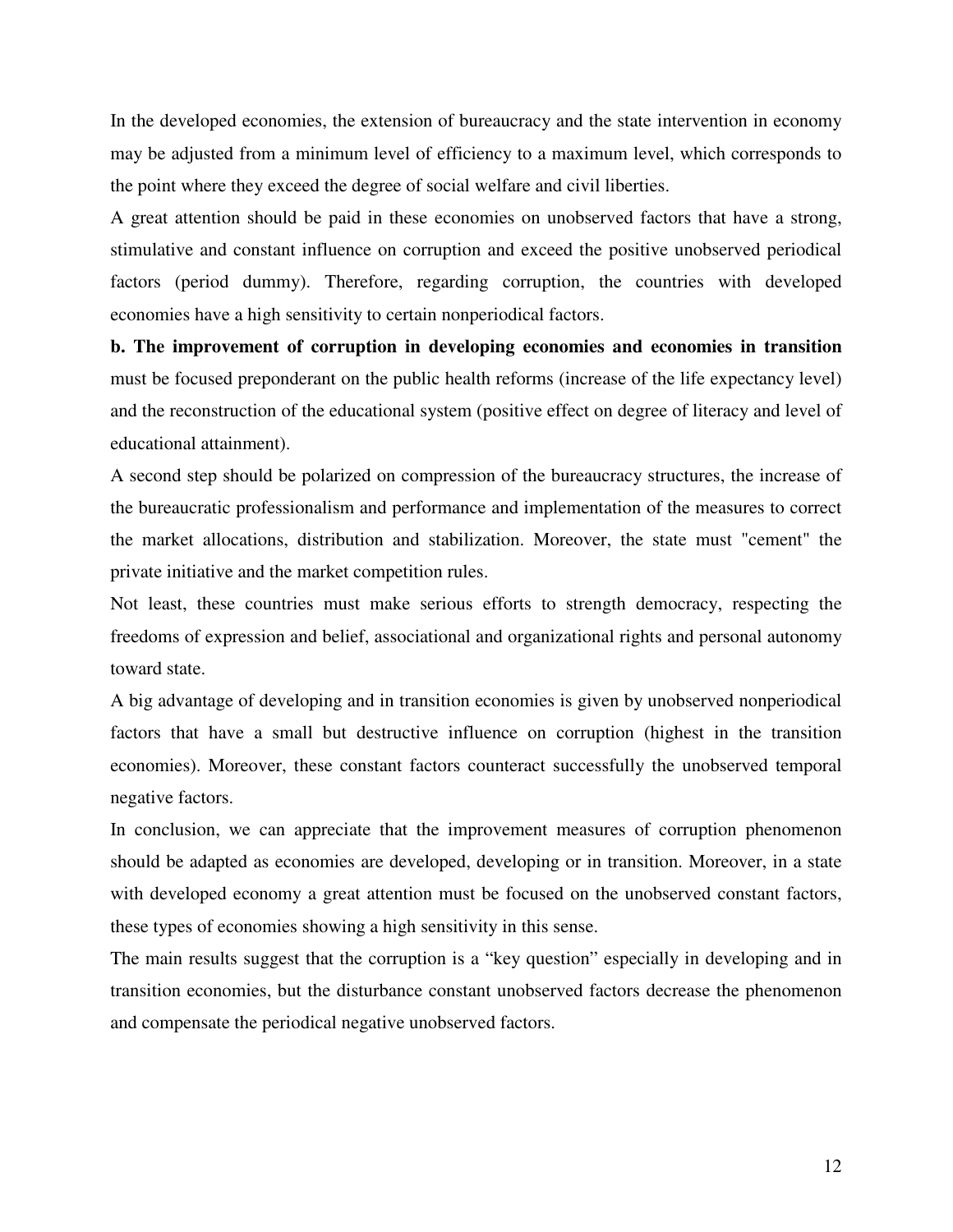In the developed economies, the extension of bureaucracy and the state intervention in economy may be adjusted from a minimum level of efficiency to a maximum level, which corresponds to the point where they exceed the degree of social welfare and civil liberties.

A great attention should be paid in these economies on unobserved factors that have a strong, stimulative and constant influence on corruption and exceed the positive unobserved periodical factors (period dummy). Therefore, regarding corruption, the countries with developed economies have a high sensitivity to certain nonperiodical factors.

**b. The improvement of corruption in developing economies and economies in transition** must be focused preponderant on the public health reforms (increase of the life expectancy level) and the reconstruction of the educational system (positive effect on degree of literacy and level of educational attainment).

A second step should be polarized on compression of the bureaucracy structures, the increase of the bureaucratic professionalism and performance and implementation of the measures to correct the market allocations, distribution and stabilization. Moreover, the state must "cement" the private initiative and the market competition rules.

Not least, these countries must make serious efforts to strength democracy, respecting the freedoms of expression and belief, associational and organizational rights and personal autonomy toward state.

A big advantage of developing and in transition economies is given by unobserved nonperiodical factors that have a small but destructive influence on corruption (highest in the transition economies). Moreover, these constant factors counteract successfully the unobserved temporal negative factors.

In conclusion, we can appreciate that the improvement measures of corruption phenomenon should be adapted as economies are developed, developing or in transition. Moreover, in a state with developed economy a great attention must be focused on the unobserved constant factors, these types of economies showing a high sensitivity in this sense.

The main results suggest that the corruption is a "key question" especially in developing and in transition economies, but the disturbance constant unobserved factors decrease the phenomenon and compensate the periodical negative unobserved factors.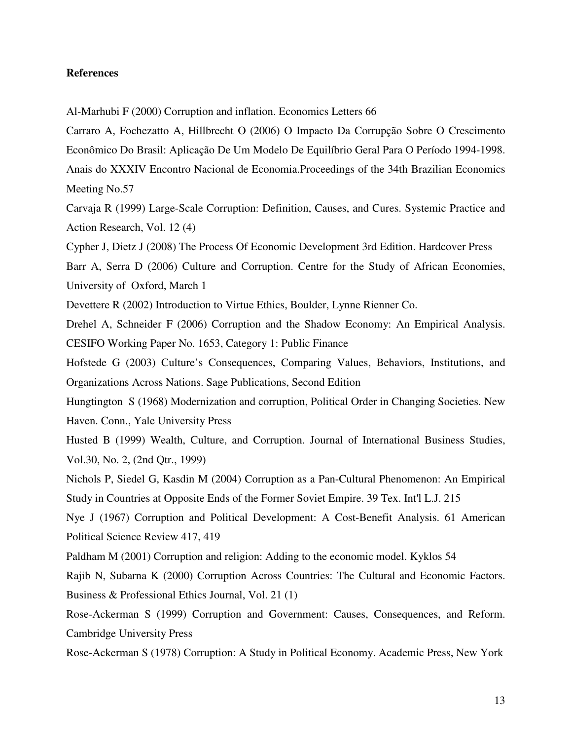**References**

Al-Marhubi F (2000) Corruption and inflation. Economics Letters 66

Carraro A, Fochezatto A, Hillbrecht O (2006) O Impacto Da Corrupção Sobre O Crescimento Econômico Do Brasil: Aplicação De Um Modelo De Equilíbrio Geral Para O Período 1994-1998. Anais do XXXIV Encontro Nacional de Economia.Proceedings of the 34th Brazilian Economics Meeting No.57

Carvaja R (1999) Large-Scale Corruption: Definition, Causes, and Cures. Systemic Practice and Action Research, Vol. 12 (4)

Cypher J, Dietz J (2008) The Process Of Economic Development 3rd Edition. Hardcover Press

Barr A, Serra D (2006) Culture and Corruption. Centre for the Study of African Economies, University of Oxford, March 1

Devettere R (2002) Introduction to Virtue Ethics, Boulder, Lynne Rienner Co.

Drehel A, Schneider F (2006) Corruption and the Shadow Economy: An Empirical Analysis. CESIFO Working Paper No. 1653, Category 1: Public Finance

Hofstede G (2003) Culture's Consequences, Comparing Values, Behaviors, Institutions, and Organizations Across Nations. Sage Publications, Second Edition

Hungtington S (1968) Modernization and corruption, Political Order in Changing Societies. New Haven. Conn., Yale University Press

Husted B (1999) Wealth, Culture, and Corruption. Journal of International Business Studies, Vol.30, No. 2, (2nd Qtr., 1999)

Nichols P, Siedel G, Kasdin M (2004) Corruption as a Pan-Cultural Phenomenon: An Empirical Study in Countries at Opposite Ends of the Former Soviet Empire. 39 Tex. Int'l L.J. 215

Nye J (1967) Corruption and Political Development: A Cost-Benefit Analysis. 61 American Political Science Review 417, 419

Paldham M (2001) Corruption and religion: Adding to the economic model. Kyklos 54

Rajib N, Subarna K (2000) Corruption Across Countries: The Cultural and Economic Factors. Business & Professional Ethics Journal, Vol. 21 (1)

Rose-Ackerman S (1999) Corruption and Government: Causes, Consequences, and Reform. Cambridge University Press

Rose-Ackerman S (1978) Corruption: A Study in Political Economy. Academic Press, New York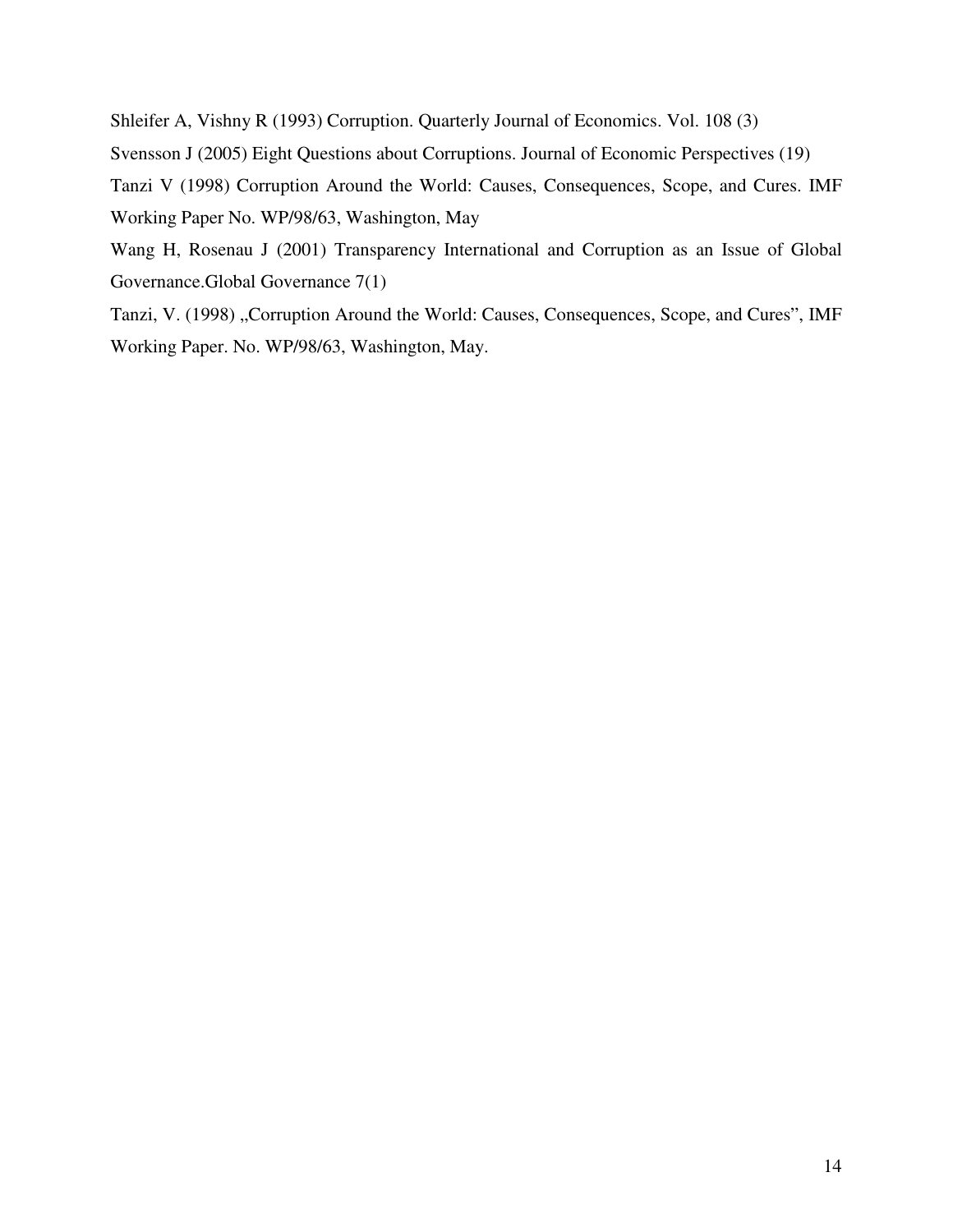Shleifer A, Vishny R (1993) Corruption. Quarterly Journal of Economics. Vol. 108 (3)

Svensson J (2005) Eight Questions about Corruptions. Journal of Economic Perspectives (19)

Tanzi V (1998) Corruption Around the World: Causes, Consequences, Scope, and Cures. IMF Working Paper No. WP/98/63, Washington, May

Wang H, Rosenau J (2001) Transparency International and Corruption as an Issue of Global Governance.Global Governance 7(1)

Tanzi, V. (1998) „Corruption Around the World: Causes, Consequences, Scope, and Cures", IMF Working Paper. No. WP/98/63, Washington, May.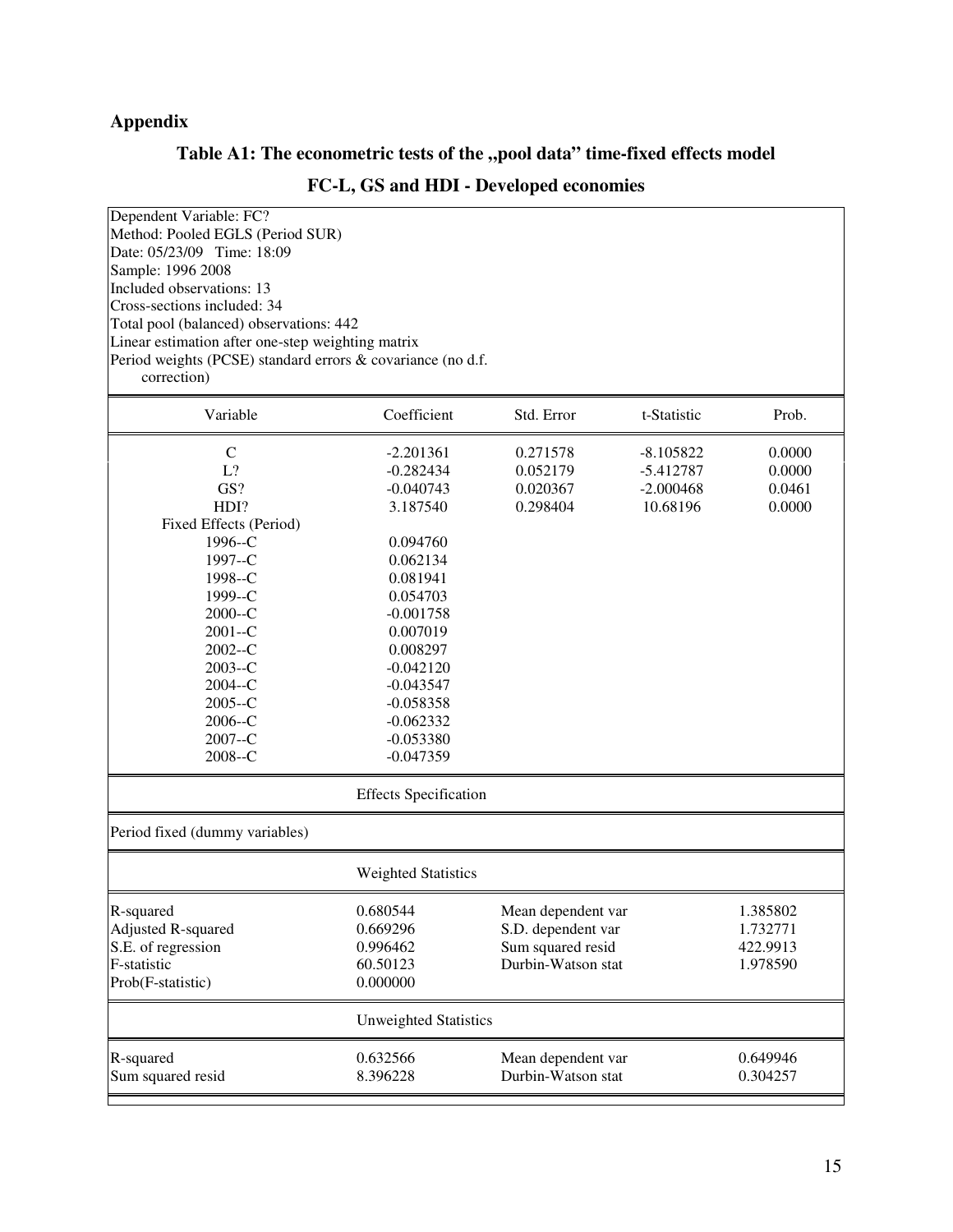## Appendix

### Table A1: The econometric tests of the „pool data" time-fixed effects model

### FC-L, GS and HDI - Developed economies

Dependent Variable: FC?
Method: Pooled EGLS (Period SUR)
Date: 05/23/09 Time: 18:09
Sample: 1996 2008
Included observations: 13
Cross-sections included: 34
Total pool (balanced) observations: 442
Linear estimation after one-step weighting matrix
Period weights (PCSE) standard errors & covariance (no d.f. correction)

| Variable | Coefficient | Std. Error | t-Statistic | Prob. |
|---|---|---|---|---|
| C | -2.201361 | 0.271578 | -8.105822 | 0.0000 |
| L? | -0.282434 | 0.052179 | -5.412787 | 0.0000 |
| GS? | -0.040743 | 0.020367 | -2.000468 | 0.0461 |
| HDI? | 3.187540 | 0.298404 | 10.68196 | 0.0000 |
| Fixed Effects (Period) | | | | |
| 1996--C | 0.094760 | | | |
| 1997--C | 0.062134 | | | |
| 1998--C | 0.081941 | | | |
| 1999--C | 0.054703 | | | |
| 2000--C | -0.001758 | | | |
| 2001--C | 0.007019 | | | |
| 2002--C | 0.008297 | | | |
| 2003--C | -0.042120 | | | |
| 2004--C | -0.043547 | | | |
| 2005--C | -0.058358 | | | |
| 2006--C | -0.062332 | | | |
| 2007--C | -0.053380 | | | |
| 2008--C | -0.047359 | | | |

Effects Specification

Period fixed (dummy variables)

Weighted Statistics

| | | | |
|---|---|---|---|
| R-squared | 0.680544 | Mean dependent var | 1.385802 |
| Adjusted R-squared | 0.669296 | S.D. dependent var | 1.732771 |
| S.E. of regression | 0.996462 | Sum squared resid | 422.9913 |
| F-statistic | 60.50123 | Durbin-Watson stat | 1.978590 |
| Prob(F-statistic) | 0.000000 | | |

Unweighted Statistics

| | | | |
|---|---|---|---|
| R-squared | 0.632566 | Mean dependent var | 0.649946 |
| Sum squared resid | 8.396228 | Durbin-Watson stat | 0.304257 |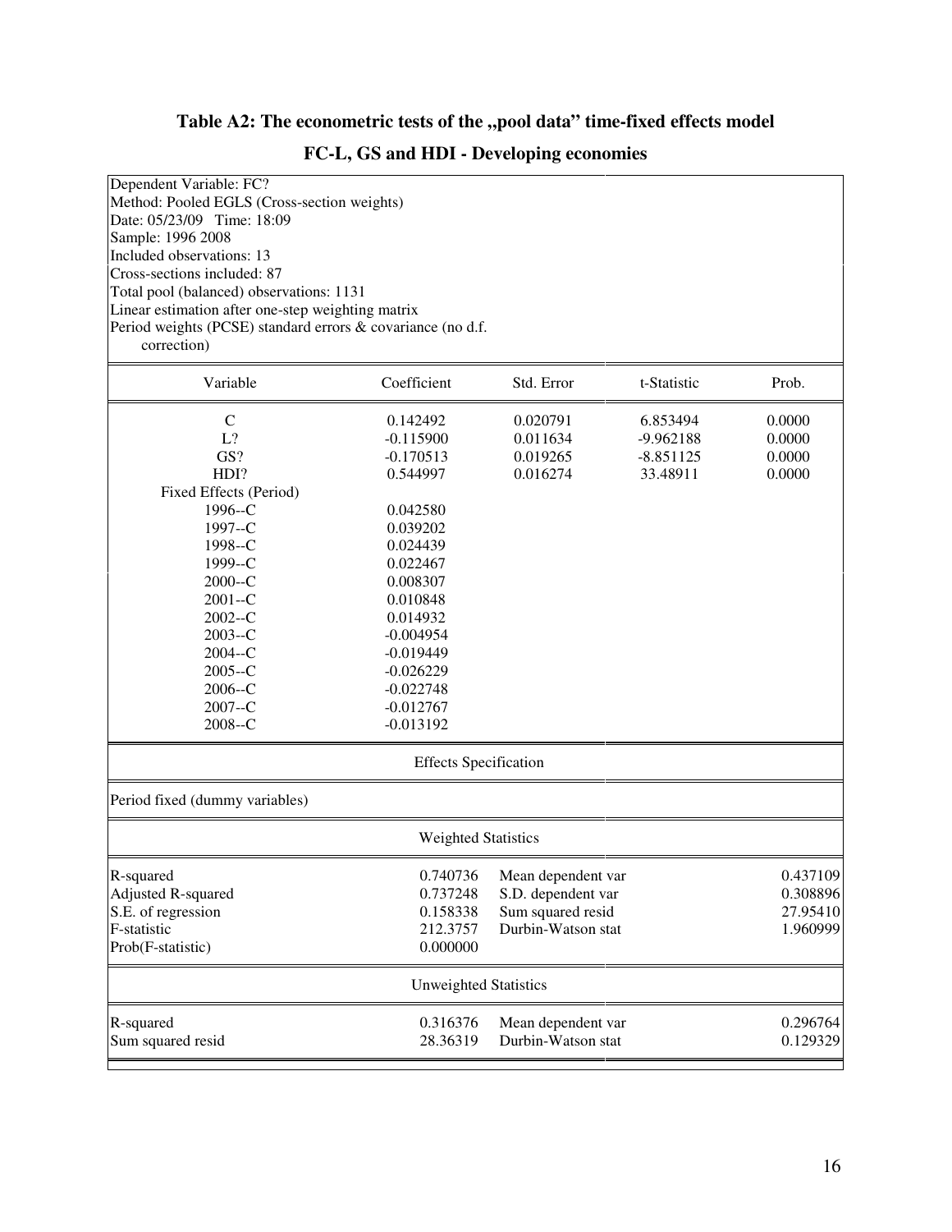## Table A2: The econometric tests of the „pool data" time-fixed effects model

### FC-L, GS and HDI - Developing economies

Dependent Variable: FC?
Method: Pooled EGLS (Cross-section weights)
Date: 05/23/09 Time: 18:09
Sample: 1996 2008
Included observations: 13
Cross-sections included: 87
Total pool (balanced) observations: 1131
Linear estimation after one-step weighting matrix
Period weights (PCSE) standard errors & covariance (no d.f. correction)

| Variable | Coefficient | Std. Error | t-Statistic | Prob. |
|---|---|---|---|---|
| C | 0.142492 | 0.020791 | 6.853494 | 0.0000 |
| L? | -0.115900 | 0.011634 | -9.962188 | 0.0000 |
| GS? | -0.170513 | 0.019265 | -8.851125 | 0.0000 |
| HDI? | 0.544997 | 0.016274 | 33.48911 | 0.0000 |
| Fixed Effects (Period) | | | | |
| 1996--C | 0.042580 | | | |
| 1997--C | 0.039202 | | | |
| 1998--C | 0.024439 | | | |
| 1999--C | 0.022467 | | | |
| 2000--C | 0.008307 | | | |
| 2001--C | 0.010848 | | | |
| 2002--C | 0.014932 | | | |
| 2003--C | -0.004954 | | | |
| 2004--C | -0.019449 | | | |
| 2005--C | -0.026229 | | | |
| 2006--C | -0.022748 | | | |
| 2007--C | -0.012767 | | | |
| 2008--C | -0.013192 | | | |

**Effects Specification**

Period fixed (dummy variables)

**Weighted Statistics**

| | | | |
|---|---|---|---|
| R-squared | 0.740736 | Mean dependent var | 0.437109 |
| Adjusted R-squared | 0.737248 | S.D. dependent var | 0.308896 |
| S.E. of regression | 0.158338 | Sum squared resid | 27.95410 |
| F-statistic | 212.3757 | Durbin-Watson stat | 1.960999 |
| Prob(F-statistic) | 0.000000 | | |

**Unweighted Statistics**

| | | | |
|---|---|---|---|
| R-squared | 0.316376 | Mean dependent var | 0.296764 |
| Sum squared resid | 28.36319 | Durbin-Watson stat | 0.129329 |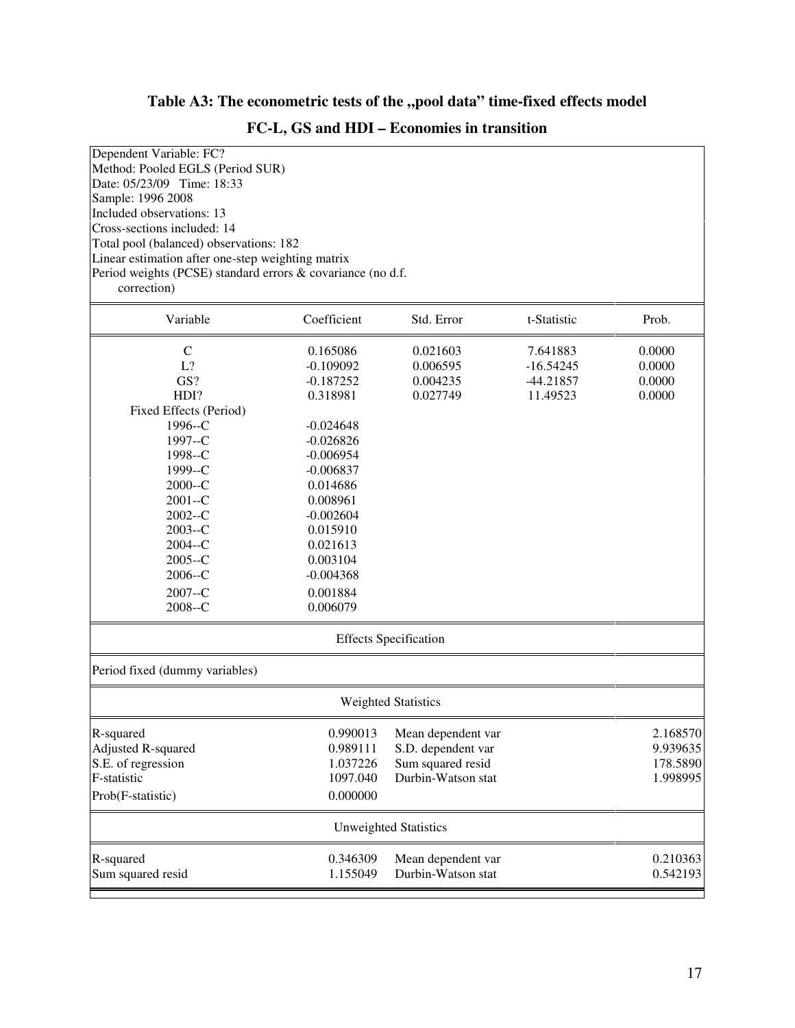## Table A3: The econometric tests of the „pool data" time-fixed effects model

## FC-L, GS and HDI – Economies in transition

Dependent Variable: FC?
Method: Pooled EGLS (Period SUR)
Date: 05/23/09 Time: 18:33
Sample: 1996 2008
Included observations: 13
Cross-sections included: 14
Total pool (balanced) observations: 182
Linear estimation after one-step weighting matrix
Period weights (PCSE) standard errors & covariance (no d.f. correction)

| Variable | Coefficient | Std. Error | t-Statistic | Prob. |
|---|---|---|---|---|
| C | 0.165086 | 0.021603 | 7.641883 | 0.0000 |
| L? | -0.109092 | 0.006595 | -16.54245 | 0.0000 |
| GS? | -0.187252 | 0.004235 | -44.21857 | 0.0000 |
| HDI? | 0.318981 | 0.027749 | 11.49523 | 0.0000 |
| Fixed Effects (Period) | | | | |
| 1996--C | -0.024648 | | | |
| 1997--C | -0.026826 | | | |
| 1998--C | -0.006954 | | | |
| 1999--C | -0.006837 | | | |
| 2000--C | 0.014686 | | | |
| 2001--C | 0.008961 | | | |
| 2002--C | -0.002604 | | | |
| 2003--C | 0.015910 | | | |
| 2004--C | 0.021613 | | | |
| 2005--C | 0.003104 | | | |
| 2006--C | -0.004368 | | | |
| 2007--C | 0.001884 | | | |
| 2008--C | 0.006079 | | | |

Effects Specification

Period fixed (dummy variables)

Weighted Statistics

| | | | |
|---|---|---|---|
| R-squared | 0.990013 | Mean dependent var | 2.168570 |
| Adjusted R-squared | 0.989111 | S.D. dependent var | 9.939635 |
| S.E. of regression | 1.037226 | Sum squared resid | 178.5890 |
| F-statistic | 1097.040 | Durbin-Watson stat | 1.998995 |
| Prob(F-statistic) | 0.000000 | | |

Unweighted Statistics

| | | | |
|---|---|---|---|
| R-squared | 0.346309 | Mean dependent var | 0.210363 |
| Sum squared resid | 1.155049 | Durbin-Watson stat | 0.542193 |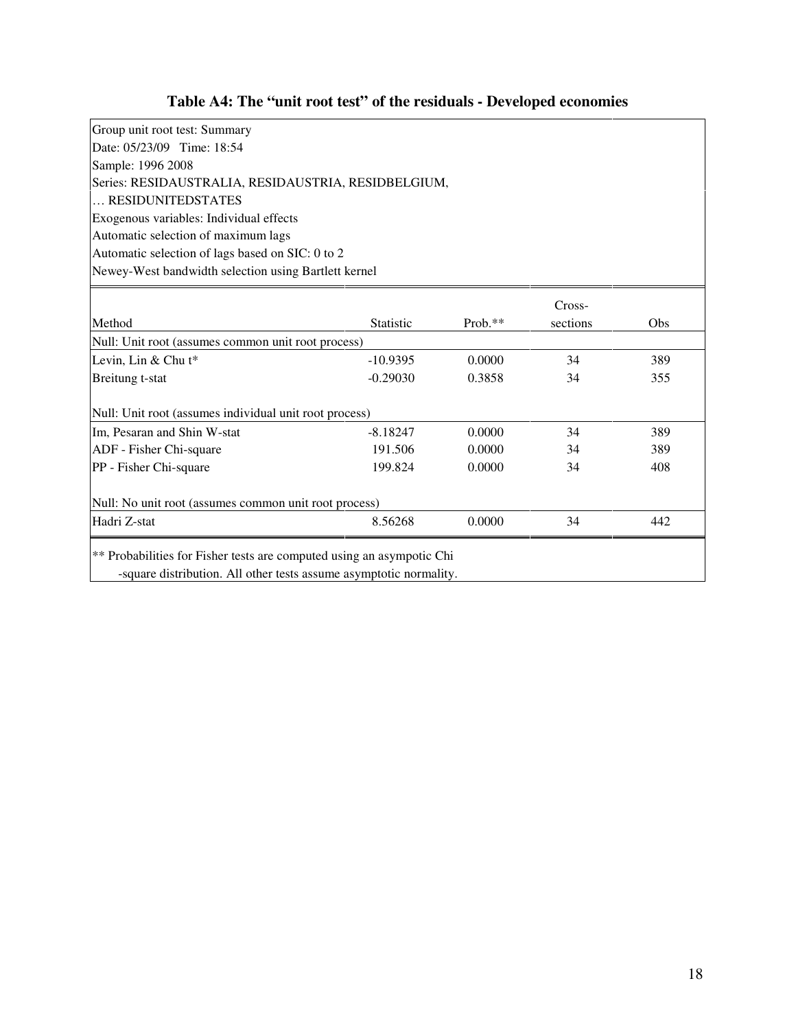**Table A4: The "unit root test" of the residuals - Developed economies**

Group unit root test: Summary
Date: 05/23/09 Time: 18:54
Sample: 1996 2008
Series: RESIDAUSTRALIA, RESIDAUSTRIA, RESIDBELGIUM,
… RESIDUNITEDSTATES
Exogenous variables: Individual effects
Automatic selection of maximum lags
Automatic selection of lags based on SIC: 0 to 2
Newey-West bandwidth selection using Bartlett kernel

| Method | Statistic | Prob.** | Cross-sections | Obs |
|---|---|---|---|---|
| Null: Unit root (assumes common unit root process) | | | | |
| Levin, Lin & Chu t* | -10.9395 | 0.0000 | 34 | 389 |
| Breitung t-stat | -0.29030 | 0.3858 | 34 | 355 |
| Null: Unit root (assumes individual unit root process) | | | | |
| Im, Pesaran and Shin W-stat | -8.18247 | 0.0000 | 34 | 389 |
| ADF - Fisher Chi-square | 191.506 | 0.0000 | 34 | 389 |
| PP - Fisher Chi-square | 199.824 | 0.0000 | 34 | 408 |
| Null: No unit root (assumes common unit root process) | | | | |
| Hadri Z-stat | 8.56268 | 0.0000 | 34 | 442 |

** Probabilities for Fisher tests are computed using an asympotic Chi -square distribution. All other tests assume asymptotic normality.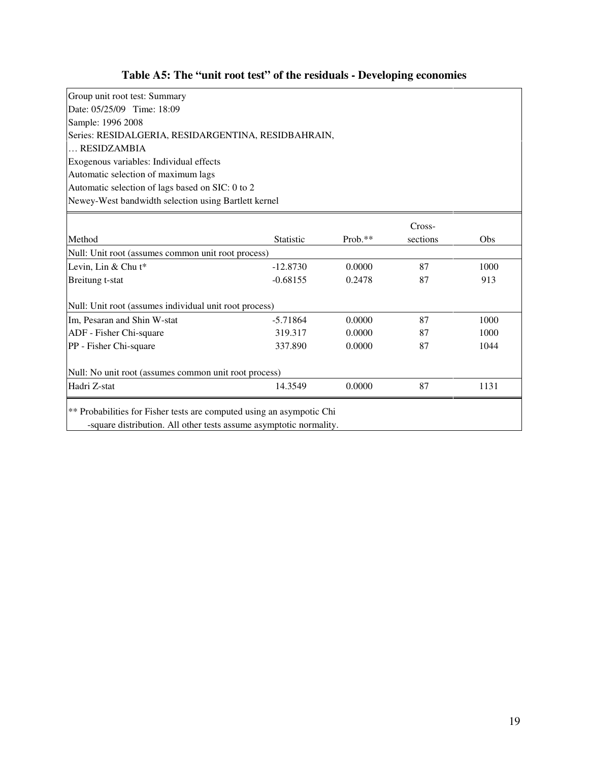### Table A5: The "unit root test" of the residuals - Developing economies

Group unit root test: Summary
Date: 05/25/09 Time: 18:09
Sample: 1996 2008
Series: RESIDALGERIA, RESIDARGENTINA, RESIDBAHRAIN,
… RESIDZAMBIA
Exogenous variables: Individual effects
Automatic selection of maximum lags
Automatic selection of lags based on SIC: 0 to 2
Newey-West bandwidth selection using Bartlett kernel

| Method | Statistic | Prob.** | Cross-sections | Obs |
|---|---|---|---|---|
| Null: Unit root (assumes common unit root process) | | | | |
| Levin, Lin & Chu t* | -12.8730 | 0.0000 | 87 | 1000 |
| Breitung t-stat | -0.68155 | 0.2478 | 87 | 913 |
| Null: Unit root (assumes individual unit root process) | | | | |
| Im, Pesaran and Shin W-stat | -5.71864 | 0.0000 | 87 | 1000 |
| ADF - Fisher Chi-square | 319.317 | 0.0000 | 87 | 1000 |
| PP - Fisher Chi-square | 337.890 | 0.0000 | 87 | 1044 |
| Null: No unit root (assumes common unit root process) | | | | |
| Hadri Z-stat | 14.3549 | 0.0000 | 87 | 1131 |

** Probabilities for Fisher tests are computed using an asympotic Chi
-square distribution. All other tests assume asymptotic normality.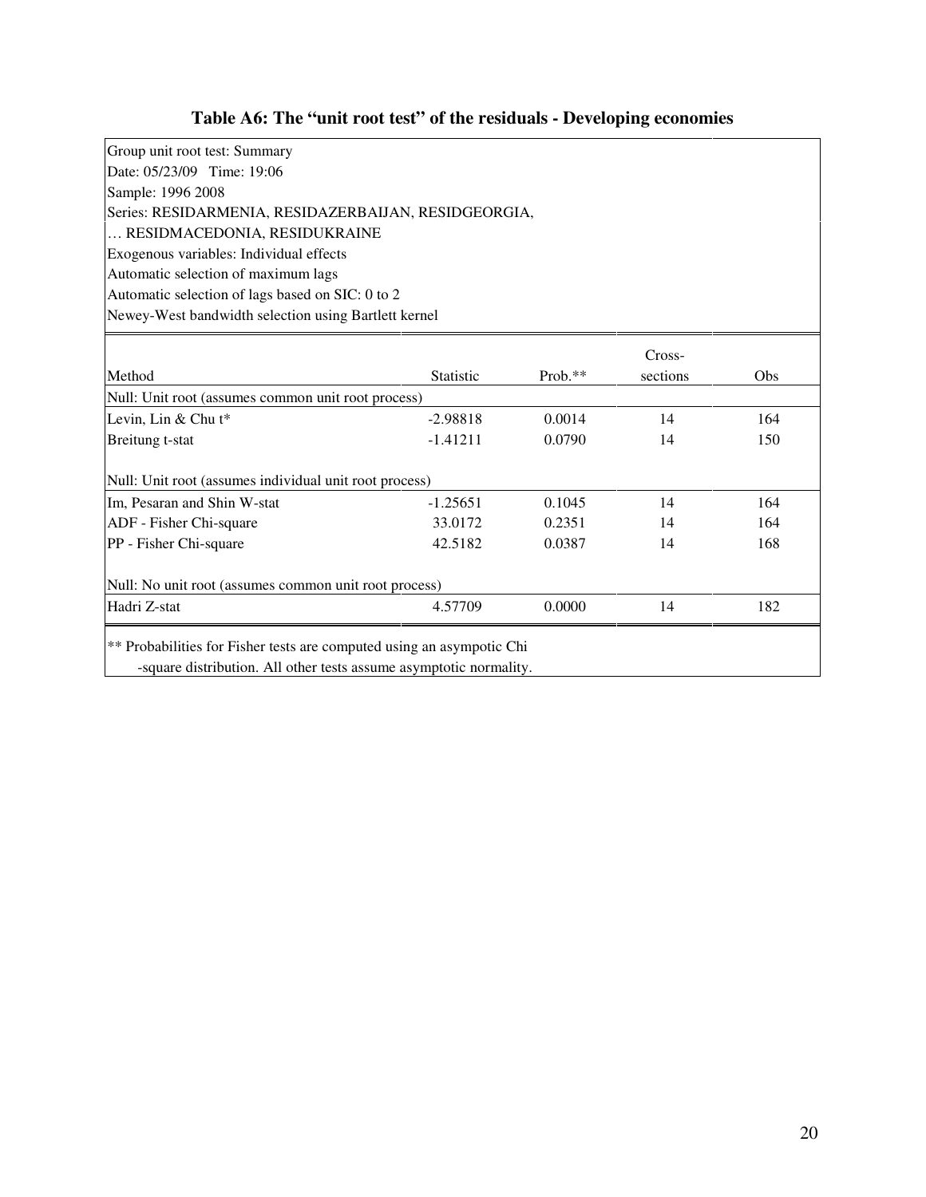### Table A6: The "unit root test" of the residuals - Developing economies

Group unit root test: Summary
Date: 05/23/09 Time: 19:06
Sample: 1996 2008
Series: RESIDARMENIA, RESIDAZERBAIJAN, RESIDGEORGIA,
… RESIDMACEDONIA, RESIDUKRAINE
Exogenous variables: Individual effects
Automatic selection of maximum lags
Automatic selection of lags based on SIC: 0 to 2
Newey-West bandwidth selection using Bartlett kernel

| Method | Statistic | Prob.** | Cross-sections | Obs |
|---|---|---|---|---|
| Null: Unit root (assumes common unit root process) | | | | |
| Levin, Lin & Chu t* | -2.98818 | 0.0014 | 14 | 164 |
| Breitung t-stat | -1.41211 | 0.0790 | 14 | 150 |
| Null: Unit root (assumes individual unit root process) | | | | |
| Im, Pesaran and Shin W-stat | -1.25651 | 0.1045 | 14 | 164 |
| ADF - Fisher Chi-square | 33.0172 | 0.2351 | 14 | 164 |
| PP - Fisher Chi-square | 42.5182 | 0.0387 | 14 | 168 |
| Null: No unit root (assumes common unit root process) | | | | |
| Hadri Z-stat | 4.57709 | 0.0000 | 14 | 182 |

** Probabilities for Fisher tests are computed using an asympotic Chi -square distribution. All other tests assume asymptotic normality.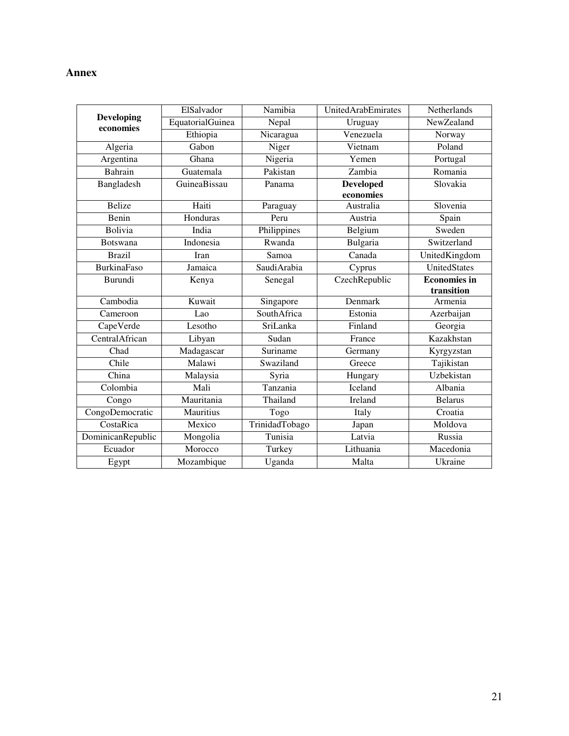## Annex

| | | | | |
|---|---|---|---|---|
| **Developing economies** | ElSalvador | Namibia | UnitedArabEmirates | Netherlands |
| | EquatorialGuinea | Nepal | Uruguay | NewZealand |
| | Ethiopia | Nicaragua | Venezuela | Norway |
| Algeria | Gabon | Niger | Vietnam | Poland |
| Argentina | Ghana | Nigeria | Yemen | Portugal |
| Bahrain | Guatemala | Pakistan | Zambia | Romania |
| Bangladesh | GuineaBissau | Panama | **Developed economies** | Slovakia |
| Belize | Haiti | Paraguay | Australia | Slovenia |
| Benin | Honduras | Peru | Austria | Spain |
| Bolivia | India | Philippines | Belgium | Sweden |
| Botswana | Indonesia | Rwanda | Bulgaria | Switzerland |
| Brazil | Iran | Samoa | Canada | UnitedKingdom |
| BurkinaFaso | Jamaica | SaudiArabia | Cyprus | UnitedStates |
| Burundi | Kenya | Senegal | CzechRepublic | **Economies in transition** |
| Cambodia | Kuwait | Singapore | Denmark | Armenia |
| Cameroon | Lao | SouthAfrica | Estonia | Azerbaijan |
| CapeVerde | Lesotho | SriLanka | Finland | Georgia |
| CentralAfrican | Libyan | Sudan | France | Kazakhstan |
| Chad | Madagascar | Suriname | Germany | Kyrgyzstan |
| Chile | Malawi | Swaziland | Greece | Tajikistan |
| China | Malaysia | Syria | Hungary | Uzbekistan |
| Colombia | Mali | Tanzania | Iceland | Albania |
| Congo | Mauritania | Thailand | Ireland | Belarus |
| CongoDemocratic | Mauritius | Togo | Italy | Croatia |
| CostaRica | Mexico | TrinidadTobago | Japan | Moldova |
| DominicanRepublic | Mongolia | Tunisia | Latvia | Russia |
| Ecuador | Morocco | Turkey | Lithuania | Macedonia |
| Egypt | Mozambique | Uganda | Malta | Ukraine |